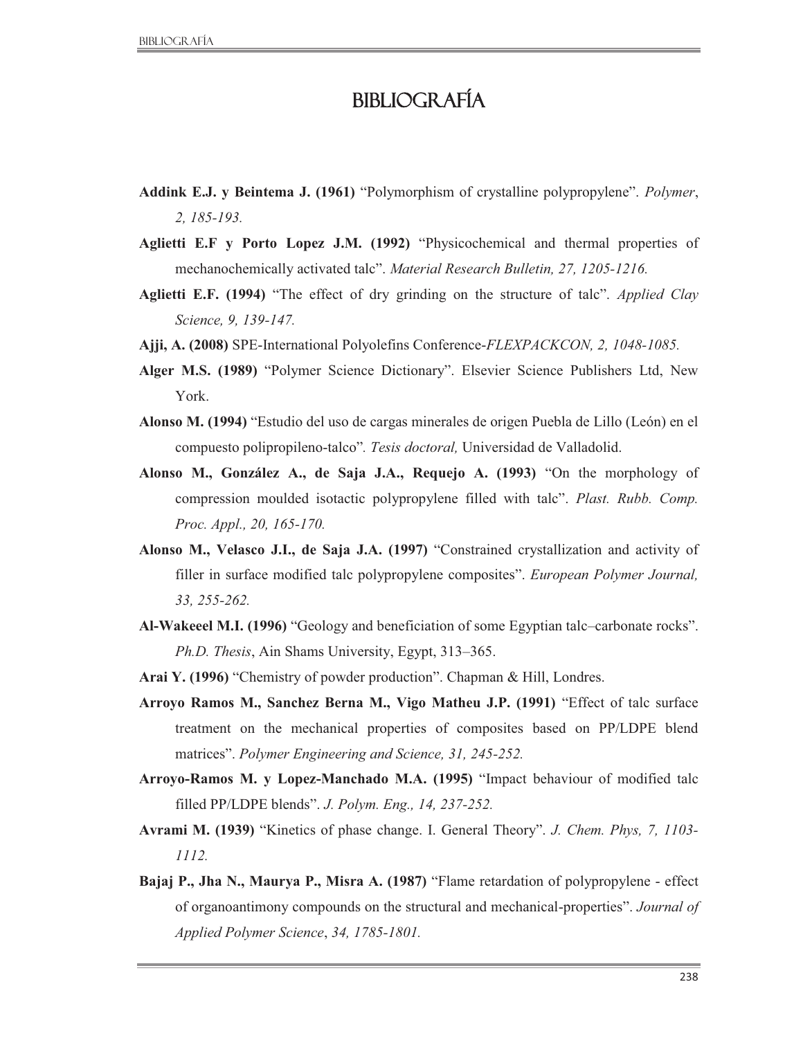# BIBLIOGRAFÍA

**Addink E.J. y Beintema J. (1961)** "Polymorphism of crystalline polypropylene". *Polymer*, *2, 185-193.*

**Aglietti E.F y Porto Lopez J.M. (1992)** "Physicochemical and thermal properties of mechanochemically activated talc". *Material Research Bulletin, 27, 1205-1216.*

**Aglietti E.F. (1994)** "The effect of dry grinding on the structure of talc". *Applied Clay Science, 9, 139-147.*

**Ajji, A. (2008)** SPE-International Polyolefins Conference-*FLEXPACKCON, 2, 1048-1085.*

**Alger M.S. (1989)** "Polymer Science Dictionary". Elsevier Science Publishers Ltd, New York.

**Alonso M. (1994)** "Estudio del uso de cargas minerales de origen Puebla de Lillo (León) en el compuesto polipropileno-talco". *Tesis doctoral,* Universidad de Valladolid.

**Alonso M., González A., de Saja J.A., Requejo A. (1993)** "On the morphology of compression moulded isotactic polypropylene filled with talc". *Plast. Rubb. Comp. Proc. Appl., 20, 165-170.*

**Alonso M., Velasco J.I., de Saja J.A. (1997)** "Constrained crystallization and activity of filler in surface modified talc polypropylene composites". *European Polymer Journal, 33, 255-262.*

**Al-Wakeeel M.I. (1996)** "Geology and beneficiation of some Egyptian talc–carbonate rocks". *Ph.D. Thesis*, Ain Shams University, Egypt, 313–365.

**Arai Y. (1996)** "Chemistry of powder production". Chapman & Hill, Londres.

**Arroyo Ramos M., Sanchez Berna M., Vigo Matheu J.P. (1991)** "Effect of talc surface treatment on the mechanical properties of composites based on PP/LDPE blend matrices". *Polymer Engineering and Science, 31, 245-252.*

**Arroyo-Ramos M. y Lopez-Manchado M.A. (1995)** "Impact behaviour of modified talc filled PP/LDPE blends". *J. Polym. Eng., 14, 237-252.*

**Avrami M. (1939)** "Kinetics of phase change. I. General Theory". *J. Chem. Phys, 7, 1103-1112.*

**Bajaj P., Jha N., Maurya P., Misra A. (1987)** "Flame retardation of polypropylene - effect of organoantimony compounds on the structural and mechanical-properties". *Journal of Applied Polymer Science*, *34, 1785-1801.*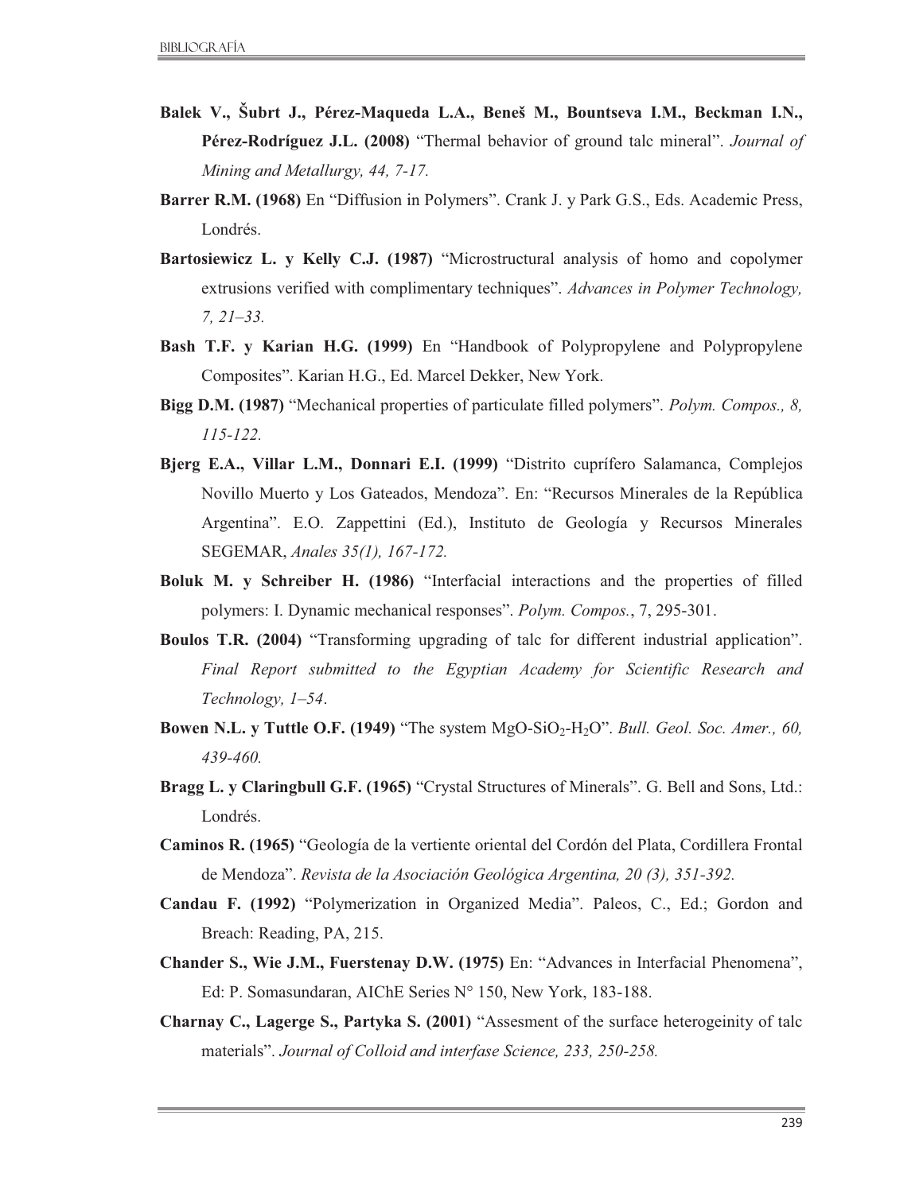**Balek V., Šubrt J., Pérez-Maqueda L.A., Beneš M., Bountseva I.M., Beckman I.N., Pérez-Rodríguez J.L. (2008)** "Thermal behavior of ground talc mineral". *Journal of Mining and Metallurgy, 44, 7-17.*

**Barrer R.M. (1968)** En "Diffusion in Polymers". Crank J. y Park G.S., Eds. Academic Press, Londrés.

**Bartosiewicz L. y Kelly C.J. (1987)** "Microstructural analysis of homo and copolymer extrusions verified with complimentary techniques". *Advances in Polymer Technology, 7, 21–33.*

**Bash T.F. y Karian H.G. (1999)** En "Handbook of Polypropylene and Polypropylene Composites". Karian H.G., Ed. Marcel Dekker, New York.

**Bigg D.M. (1987)** "Mechanical properties of particulate filled polymers". *Polym. Compos., 8, 115-122.*

**Bjerg E.A., Villar L.M., Donnari E.I. (1999)** "Distrito cuprífero Salamanca, Complejos Novillo Muerto y Los Gateados, Mendoza". En: "Recursos Minerales de la República Argentina". E.O. Zappettini (Ed.), Instituto de Geología y Recursos Minerales SEGEMAR, *Anales 35(1), 167-172.*

**Boluk M. y Schreiber H. (1986)** "Interfacial interactions and the properties of filled polymers: I. Dynamic mechanical responses". *Polym. Compos.*, 7, 295-301.

**Boulos T.R. (2004)** "Transforming upgrading of talc for different industrial application". *Final Report submitted to the Egyptian Academy for Scientific Research and Technology, 1–54*.

**Bowen N.L. y Tuttle O.F. (1949)** "The system MgO-$SiO_2$-$H_2O$". *Bull. Geol. Soc. Amer., 60, 439-460.*

**Bragg L. y Claringbull G.F. (1965)** "Crystal Structures of Minerals". G. Bell and Sons, Ltd.: Londrés.

**Caminos R. (1965)** "Geología de la vertiente oriental del Cordón del Plata, Cordillera Frontal de Mendoza". *Revista de la Asociación Geológica Argentina, 20 (3), 351-392.*

**Candau F. (1992)** "Polymerization in Organized Media". Paleos, C., Ed.; Gordon and Breach: Reading, PA, 215.

**Chander S., Wie J.M., Fuerstenay D.W. (1975)** En: "Advances in Interfacial Phenomena", Ed: P. Somasundaran, AIChE Series N° 150, New York, 183-188.

**Charnay C., Lagerge S., Partyka S. (2001)** "Assesment of the surface heterogeinity of talc materials". *Journal of Colloid and interfase Science, 233, 250-258.*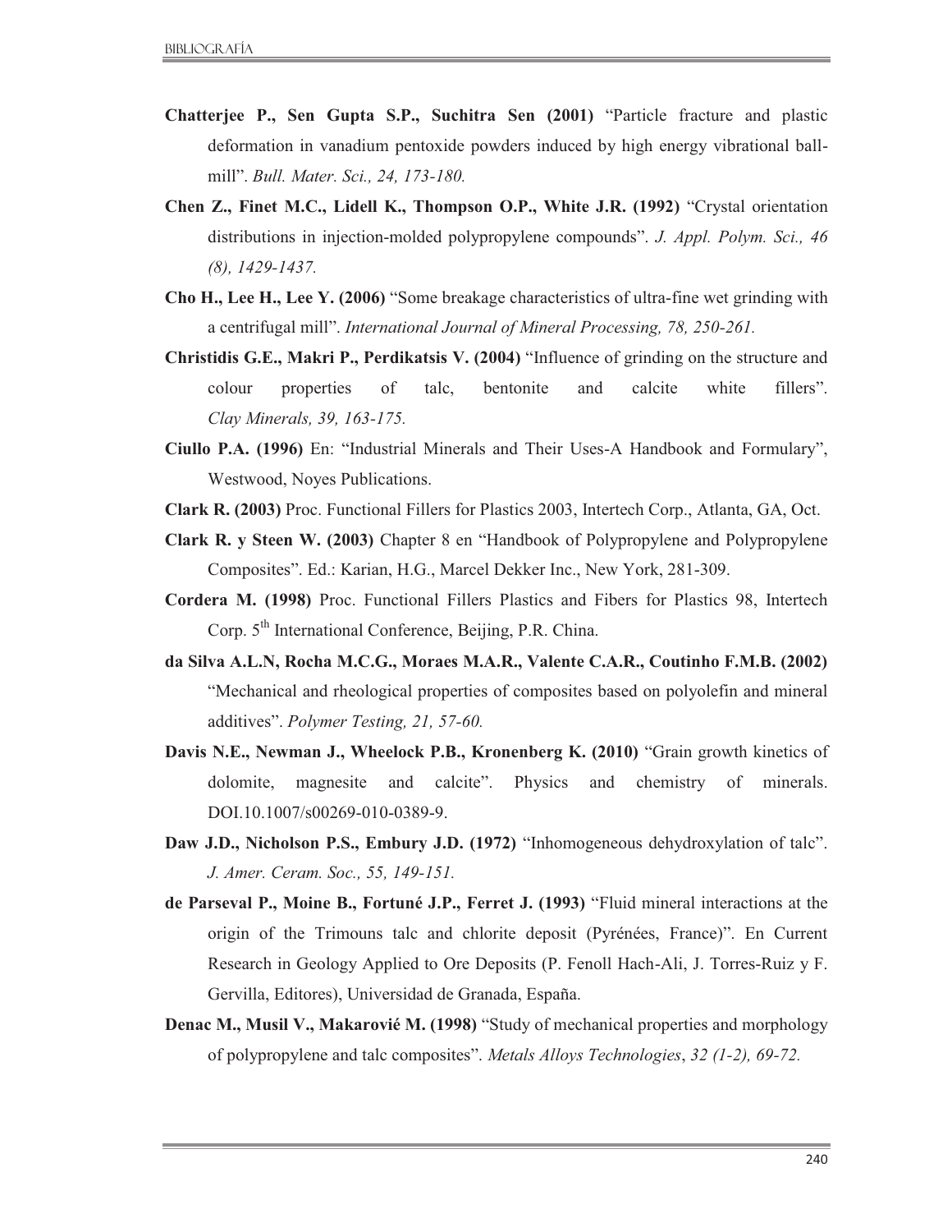**Chatterjee P., Sen Gupta S.P., Suchitra Sen (2001)** “Particle fracture and plastic deformation in vanadium pentoxide powders induced by high energy vibrational ball-mill”. *Bull. Mater. Sci., 24, 173-180.*

**Chen Z., Finet M.C., Lidell K., Thompson O.P., White J.R. (1992)** “Crystal orientation distributions in injection-molded polypropylene compounds”. *J. Appl. Polym. Sci., 46 (8), 1429-1437.*

**Cho H., Lee H., Lee Y. (2006)** “Some breakage characteristics of ultra-fine wet grinding with a centrifugal mill”. *International Journal of Mineral Processing, 78, 250-261.*

**Christidis G.E., Makri P., Perdikatsis V. (2004)** “Influence of grinding on the structure and colour properties of talc, bentonite and calcite white fillers”. *Clay Minerals, 39, 163-175.*

**Ciullo P.A. (1996)** En: “Industrial Minerals and Their Uses-A Handbook and Formulary”, Westwood, Noyes Publications.

**Clark R. (2003)** Proc. Functional Fillers for Plastics 2003, Intertech Corp., Atlanta, GA, Oct.

**Clark R. y Steen W. (2003)** Chapter 8 en “Handbook of Polypropylene and Polypropylene Composites”. Ed.: Karian, H.G., Marcel Dekker Inc., New York, 281-309.

**Cordera M. (1998)** Proc. Functional Fillers Plastics and Fibers for Plastics 98, Intertech Corp. 5th International Conference, Beijing, P.R. China.

**da Silva A.L.N, Rocha M.C.G., Moraes M.A.R., Valente C.A.R., Coutinho F.M.B. (2002)** “Mechanical and rheological properties of composites based on polyolefin and mineral additives”. *Polymer Testing, 21, 57-60.*

**Davis N.E., Newman J., Wheelock P.B., Kronenberg K. (2010)** “Grain growth kinetics of dolomite, magnesite and calcite”. Physics and chemistry of minerals. DOI.10.1007/s00269-010-0389-9.

**Daw J.D., Nicholson P.S., Embury J.D. (1972)** “Inhomogeneous dehydroxylation of talc”. *J. Amer. Ceram. Soc., 55, 149-151.*

**de Parseval P., Moine B., Fortuné J.P., Ferret J. (1993)** “Fluid mineral interactions at the origin of the Trimouns talc and chlorite deposit (Pyrénées, France)”. En Current Research in Geology Applied to Ore Deposits (P. Fenoll Hach-Ali, J. Torres-Ruiz y F. Gervilla, Editores), Universidad de Granada, España.

**Denac M., Musil V., Makarovié M. (1998)** “Study of mechanical properties and morphology of polypropylene and talc composites”. *Metals Alloys Technologies*, *32 (1-2), 69-72.*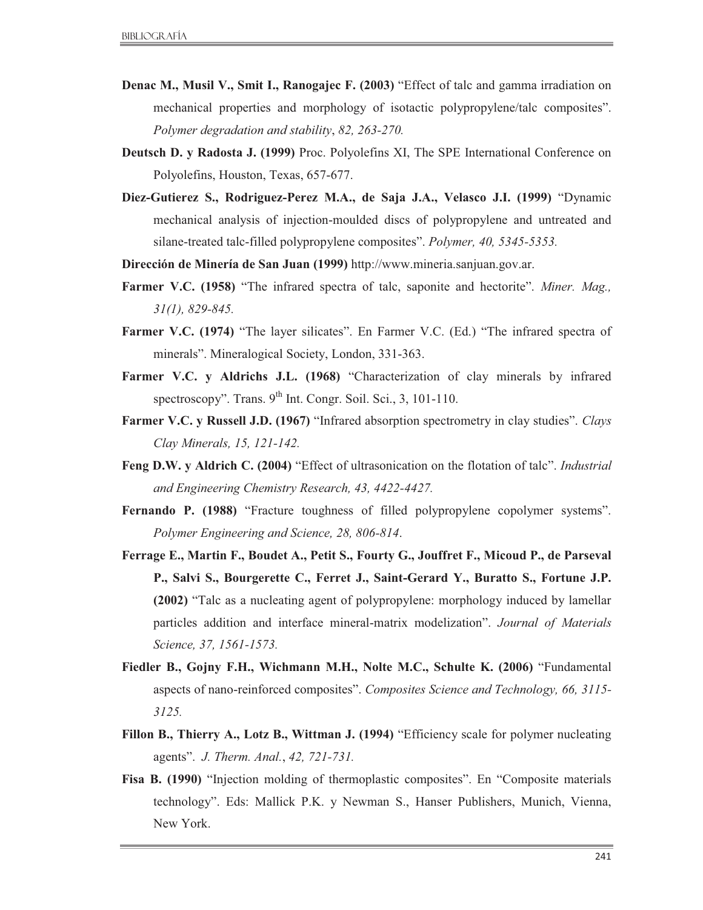**Denac M., Musil V., Smit I., Ranogajec F. (2003)** "Effect of talc and gamma irradiation on mechanical properties and morphology of isotactic polypropylene/talc composites". *Polymer degradation and stability*, *82, 263-270.*

**Deutsch D. y Radosta J. (1999)** Proc. Polyolefins XI, The SPE International Conference on Polyolefins, Houston, Texas, 657-677.

**Diez-Gutierez S., Rodriguez-Perez M.A., de Saja J.A., Velasco J.I. (1999)** "Dynamic mechanical analysis of injection-moulded discs of polypropylene and untreated and silane-treated talc-filled polypropylene composites". *Polymer, 40, 5345-5353.*

**Dirección de Minería de San Juan (1999)** http://www.mineria.sanjuan.gov.ar.

**Farmer V.C. (1958)** "The infrared spectra of talc, saponite and hectorite". *Miner. Mag., 31(1), 829-845.*

**Farmer V.C. (1974)** "The layer silicates". En Farmer V.C. (Ed.) "The infrared spectra of minerals". Mineralogical Society, London, 331-363.

**Farmer V.C. y Aldrichs J.L. (1968)** "Characterization of clay minerals by infrared spectroscopy". Trans. 9th Int. Congr. Soil. Sci., 3, 101-110.

**Farmer V.C. y Russell J.D. (1967)** "Infrared absorption spectrometry in clay studies". *Clays Clay Minerals, 15, 121-142.*

**Feng D.W. y Aldrich C. (2004)** "Effect of ultrasonication on the flotation of talc". *Industrial and Engineering Chemistry Research, 43, 4422-4427.*

**Fernando P. (1988)** "Fracture toughness of filled polypropylene copolymer systems". *Polymer Engineering and Science, 28, 806-814*.

**Ferrage E., Martin F., Boudet A., Petit S., Fourty G., Jouffret F., Micoud P., de Parseval P., Salvi S., Bourgerette C., Ferret J., Saint-Gerard Y., Buratto S., Fortune J.P. (2002)** "Talc as a nucleating agent of polypropylene: morphology induced by lamellar particles addition and interface mineral-matrix modelization". *Journal of Materials Science, 37, 1561-1573.*

**Fiedler B., Gojny F.H., Wichmann M.H., Nolte M.C., Schulte K. (2006)** "Fundamental aspects of nano-reinforced composites". *Composites Science and Technology, 66, 3115-3125.*

**Fillon B., Thierry A., Lotz B., Wittman J. (1994)** "Efficiency scale for polymer nucleating agents". *J. Therm. Anal.*, *42, 721-731.*

**Fisa B. (1990)** "Injection molding of thermoplastic composites". En "Composite materials technology". Eds: Mallick P.K. y Newman S., Hanser Publishers, Munich, Vienna, New York.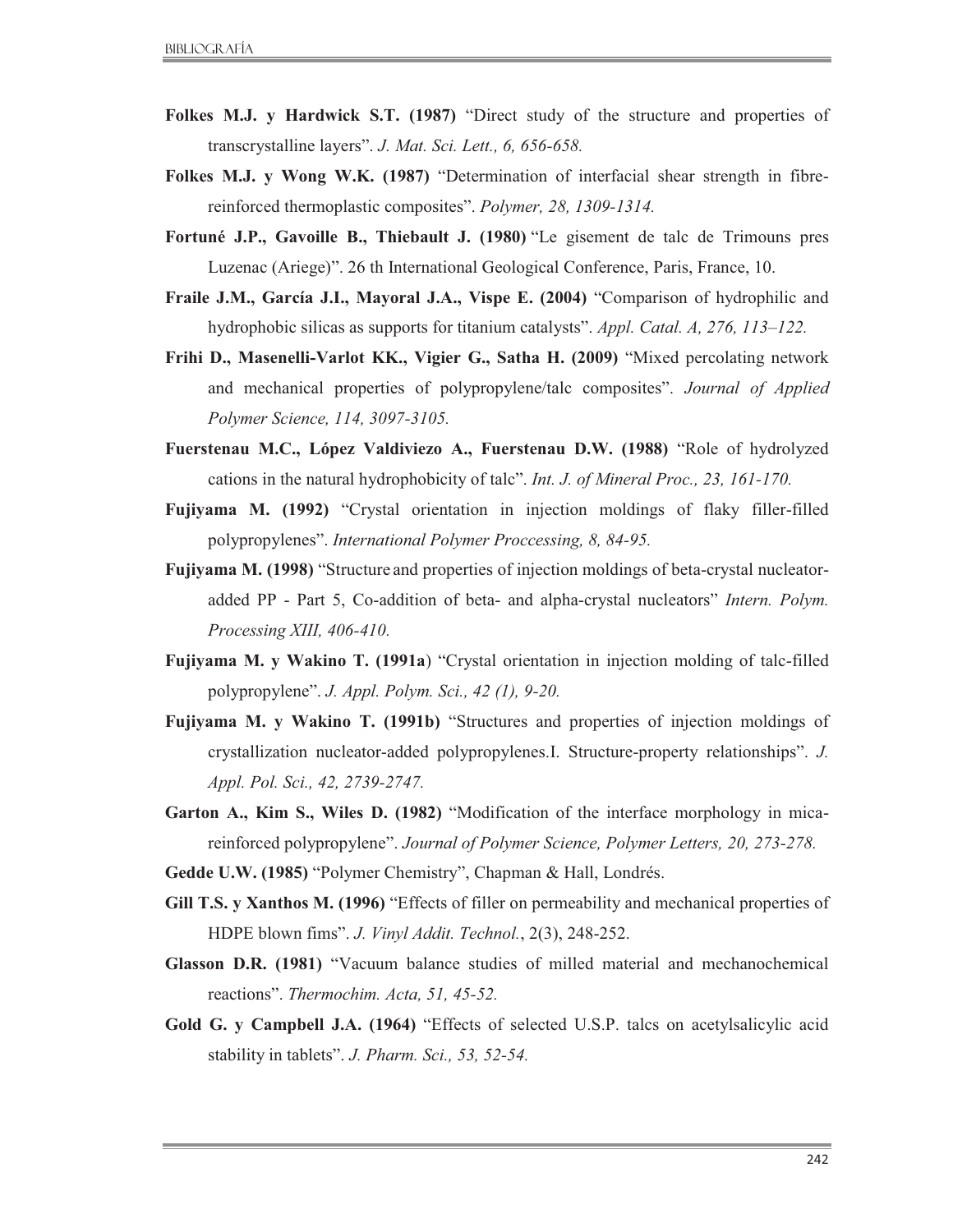**Folkes M.J. y Hardwick S.T. (1987)** "Direct study of the structure and properties of transcrystalline layers". *J. Mat. Sci. Lett., 6, 656-658.*

**Folkes M.J. y Wong W.K. (1987)** "Determination of interfacial shear strength in fibre-reinforced thermoplastic composites". *Polymer, 28, 1309-1314.*

**Fortuné J.P., Gavoille B., Thiebault J. (1980)** "Le gisement de talc de Trimouns pres Luzenac (Ariege)". 26 th International Geological Conference, Paris, France, 10.

**Fraile J.M., García J.I., Mayoral J.A., Vispe E. (2004)** "Comparison of hydrophilic and hydrophobic silicas as supports for titanium catalysts". *Appl. Catal. A, 276, 113–122.*

**Frihi D., Masenelli-Varlot KK., Vigier G., Satha H. (2009)** "Mixed percolating network and mechanical properties of polypropylene/talc composites". *Journal of Applied Polymer Science, 114, 3097-3105.*

**Fuerstenau M.C., López Valdiviezo A., Fuerstenau D.W. (1988)** "Role of hydrolyzed cations in the natural hydrophobicity of talc". *Int. J. of Mineral Proc., 23, 161-170.*

**Fujiyama M. (1992)** "Crystal orientation in injection moldings of flaky filler-filled polypropylenes". *International Polymer Proccessing, 8, 84-95.*

**Fujiyama M. (1998)** "Structure and properties of injection moldings of beta-crystal nucleator-added PP - Part 5, Co-addition of beta- and alpha-crystal nucleators" *Intern. Polym. Processing XIII, 406-410.*

**Fujiyama M. y Wakino T. (1991a**) "Crystal orientation in injection molding of talc-filled polypropylene". *J. Appl. Polym. Sci., 42 (1), 9-20.*

**Fujiyama M. y Wakino T. (1991b)** "Structures and properties of injection moldings of crystallization nucleator-added polypropylenes.I. Structure-property relationships". *J. Appl. Pol. Sci., 42, 2739-2747.*

**Garton A., Kim S., Wiles D. (1982)** "Modification of the interface morphology in mica-reinforced polypropylene". *Journal of Polymer Science, Polymer Letters, 20, 273-278.*

**Gedde U.W. (1985)** "Polymer Chemistry", Chapman & Hall, Londrés.

**Gill T.S. y Xanthos M. (1996)** "Effects of filler on permeability and mechanical properties of HDPE blown fims". *J. Vinyl Addit. Technol.*, 2(3), 248-252.

**Glasson D.R. (1981)** "Vacuum balance studies of milled material and mechanochemical reactions". *Thermochim. Acta, 51, 45-52.*

**Gold G. y Campbell J.A. (1964)** "Effects of selected U.S.P. talcs on acetylsalicylic acid stability in tablets". *J. Pharm. Sci., 53, 52-54.*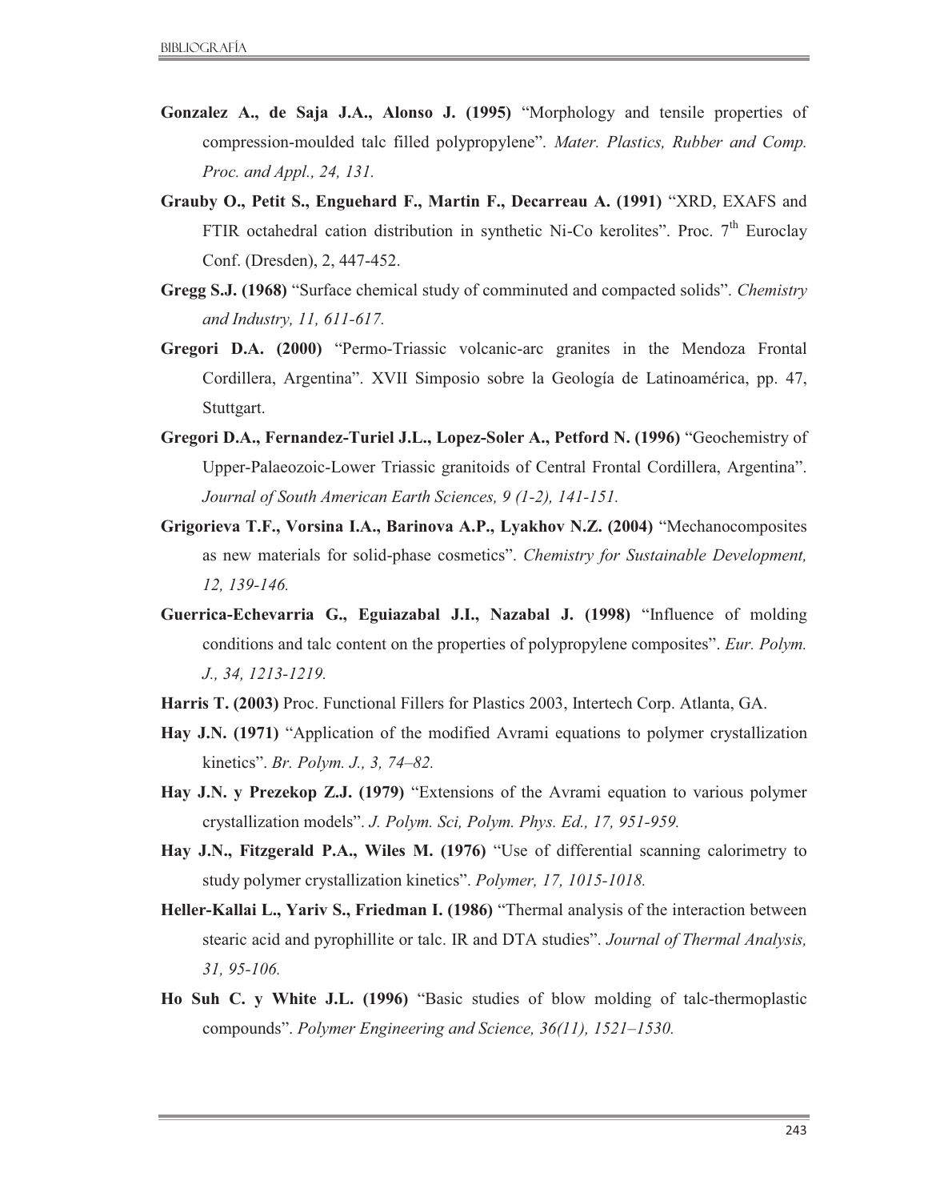**Gonzalez A., de Saja J.A., Alonso J. (1995)** "Morphology and tensile properties of compression-moulded talc filled polypropylene". *Mater. Plastics, Rubber and Comp. Proc. and Appl., 24, 131.*

**Grauby O., Petit S., Enguehard F., Martin F., Decarreau A. (1991)** "XRD, EXAFS and FTIR octahedral cation distribution in synthetic Ni-Co kerolites". Proc. 7$^{th}$ Euroclay Conf. (Dresden), 2, 447-452.

**Gregg S.J. (1968)** "Surface chemical study of comminuted and compacted solids". *Chemistry and Industry, 11, 611-617.*

**Gregori D.A. (2000)** "Permo-Triassic volcanic-arc granites in the Mendoza Frontal Cordillera, Argentina". XVII Simposio sobre la Geología de Latinoamérica, pp. 47, Stuttgart.

**Gregori D.A., Fernandez-Turiel J.L., Lopez-Soler A., Petford N. (1996)** "Geochemistry of Upper-Palaeozoic-Lower Triassic granitoids of Central Frontal Cordillera, Argentina". *Journal of South American Earth Sciences, 9 (1-2), 141-151.*

**Grigorieva T.F., Vorsina I.A., Barinova A.P., Lyakhov N.Z. (2004)** "Mechanocomposites as new materials for solid-phase cosmetics". *Chemistry for Sustainable Development, 12, 139-146.*

**Guerrica-Echevarria G., Eguiazabal J.I., Nazabal J. (1998)** "Influence of molding conditions and talc content on the properties of polypropylene composites". *Eur. Polym. J., 34, 1213-1219.*

**Harris T. (2003)** Proc. Functional Fillers for Plastics 2003, Intertech Corp. Atlanta, GA.

**Hay J.N. (1971)** "Application of the modified Avrami equations to polymer crystallization kinetics". *Br. Polym. J., 3, 74–82.*

**Hay J.N. y Prezekop Z.J. (1979)** "Extensions of the Avrami equation to various polymer crystallization models". *J. Polym. Sci, Polym. Phys. Ed., 17, 951-959.*

**Hay J.N., Fitzgerald P.A., Wiles M. (1976)** "Use of differential scanning calorimetry to study polymer crystallization kinetics". *Polymer, 17, 1015-1018.*

**Heller-Kallai L., Yariv S., Friedman I. (1986)** "Thermal analysis of the interaction between stearic acid and pyrophillite or talc. IR and DTA studies". *Journal of Thermal Analysis, 31, 95-106.*

**Ho Suh C. y White J.L. (1996)** "Basic studies of blow molding of talc-thermoplastic compounds". *Polymer Engineering and Science, 36(11), 1521–1530.*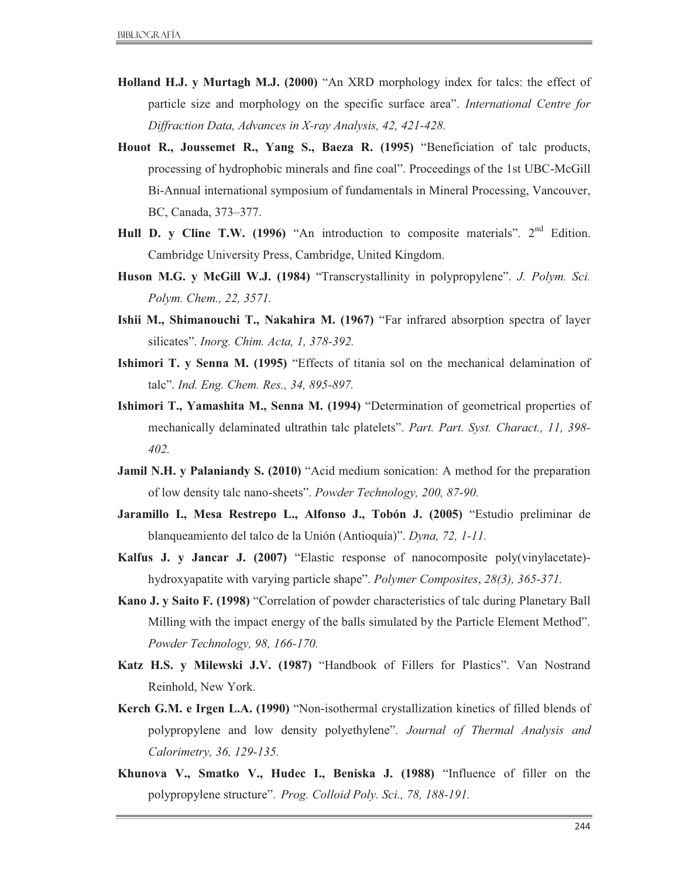**Holland H.J. y Murtagh M.J. (2000)** "An XRD morphology index for talcs: the effect of particle size and morphology on the specific surface area". *International Centre for Diffraction Data, Advances in X-ray Analysis, 42, 421-428.*

**Houot R., Joussemet R., Yang S., Baeza R. (1995)** "Beneficiation of talc products, processing of hydrophobic minerals and fine coal". Proceedings of the 1st UBC-McGill Bi-Annual international symposium of fundamentals in Mineral Processing, Vancouver, BC, Canada, 373–377.

**Hull D. y Cline T.W. (1996)** "An introduction to composite materials". 2nd Edition. Cambridge University Press, Cambridge, United Kingdom.

**Huson M.G. y McGill W.J. (1984)** "Transcrystallinity in polypropylene". *J. Polym. Sci. Polym. Chem., 22, 3571.*

**Ishii M., Shimanouchi T., Nakahira M. (1967)** "Far infrared absorption spectra of layer silicates". *Inorg. Chim. Acta, 1, 378-392.*

**Ishimori T. y Senna M. (1995)** "Effects of titania sol on the mechanical delamination of talc". *Ind. Eng. Chem. Res., 34, 895-897.*

**Ishimori T., Yamashita M., Senna M. (1994)** "Determination of geometrical properties of mechanically delaminated ultrathin talc platelets". *Part. Part. Syst. Charact., 11, 398-402.*

**Jamil N.H. y Palaniandy S. (2010)** "Acid medium sonication: A method for the preparation of low density talc nano-sheets". *Powder Technology, 200, 87-90.*

**Jaramillo I., Mesa Restrepo L., Alfonso J., Tobón J. (2005)** "Estudio preliminar de blanqueamiento del talco de la Unión (Antioquía)". *Dyna, 72, 1-11.*

**Kalfus J. y Jancar J. (2007)** "Elastic response of nanocomposite poly(vinylacetate)-hydroxyapatite with varying particle shape". *Polymer Composites*, *28(3), 365-371.*

**Kano J. y Saito F. (1998)** "Correlation of powder characteristics of talc during Planetary Ball Milling with the impact energy of the balls simulated by the Particle Element Method". *Powder Technology, 98, 166-170.*

**Katz H.S. y Milewski J.V. (1987)** "Handbook of Fillers for Plastics". Van Nostrand Reinhold, New York.

**Kerch G.M. e Irgen L.A. (1990)** "Non-isothermal crystallization kinetics of filled blends of polypropylene and low density polyethylene". *Journal of Thermal Analysis and Calorimetry, 36, 129-135.*

**Khunova V., Smatko V., Hudec I., Beniska J. (1988)** "Influence of filler on the polypropylene structure". *Prog. Colloid Poly. Sci., 78, 188-191.*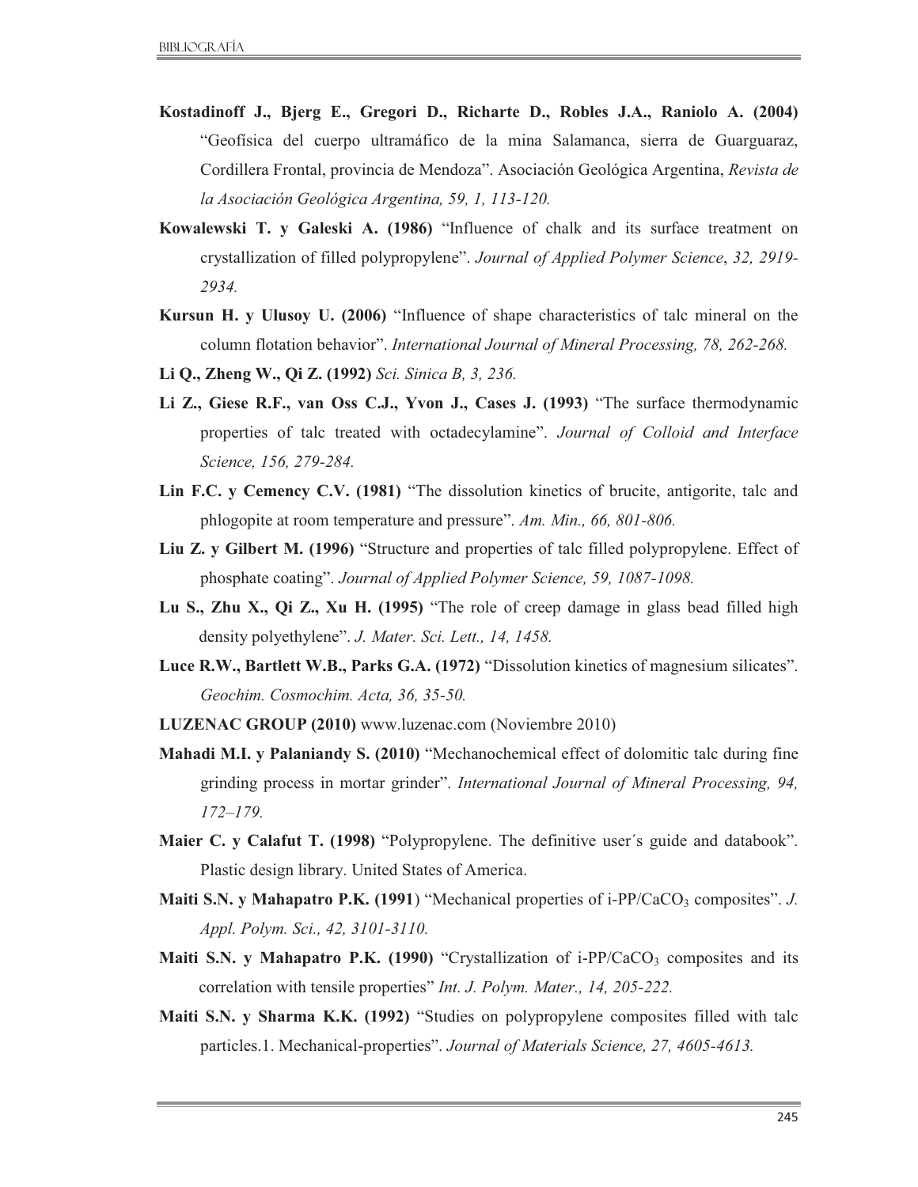**Kostadinoff J., Bjerg E., Gregori D., Richarte D., Robles J.A., Raniolo A. (2004)** "Geofísica del cuerpo ultramáfico de la mina Salamanca, sierra de Guarguaraz, Cordillera Frontal, provincia de Mendoza". Asociación Geológica Argentina, *Revista de la Asociación Geológica Argentina, 59, 1, 113-120.*

**Kowalewski T. y Galeski A. (1986)** "Influence of chalk and its surface treatment on crystallization of filled polypropylene". *Journal of Applied Polymer Science*, *32, 2919-2934.*

**Kursun H. y Ulusoy U. (2006)** "Influence of shape characteristics of talc mineral on the column flotation behavior". *International Journal of Mineral Processing, 78, 262-268.*

**Li Q., Zheng W., Qi Z. (1992)** *Sci. Sinica B, 3, 236.*

**Li Z., Giese R.F., van Oss C.J., Yvon J., Cases J. (1993)** "The surface thermodynamic properties of talc treated with octadecylamine". *Journal of Colloid and Interface Science, 156, 279-284.*

**Lin F.C. y Cemency C.V. (1981)** "The dissolution kinetics of brucite, antigorite, talc and phlogopite at room temperature and pressure". *Am. Min., 66, 801-806.*

**Liu Z. y Gilbert M. (1996)** "Structure and properties of talc filled polypropylene. Effect of phosphate coating". *Journal of Applied Polymer Science, 59, 1087-1098.*

**Lu S., Zhu X., Qi Z., Xu H. (1995)** "The role of creep damage in glass bead filled high density polyethylene". *J. Mater. Sci. Lett., 14, 1458.*

**Luce R.W., Bartlett W.B., Parks G.A. (1972)** "Dissolution kinetics of magnesium silicates". *Geochim. Cosmochim. Acta, 36, 35-50.*

**LUZENAC GROUP (2010)** www.luzenac.com (Noviembre 2010)

**Mahadi M.I. y Palaniandy S. (2010)** "Mechanochemical effect of dolomitic talc during fine grinding process in mortar grinder". *International Journal of Mineral Processing, 94, 172–179.*

**Maier C. y Calafut T. (1998)** "Polypropylene. The definitive user´s guide and databook". Plastic design library. United States of America.

**Maiti S.N. y Mahapatro P.K. (1991**) "Mechanical properties of i-PP/$CaCO_3$ composites". *J. Appl. Polym. Sci., 42, 3101-3110.*

**Maiti S.N. y Mahapatro P.K. (1990)** "Crystallization of i-PP/$CaCO_3$ composites and its correlation with tensile properties" *Int. J. Polym. Mater., 14, 205-222.*

**Maiti S.N. y Sharma K.K. (1992)** "Studies on polypropylene composites filled with talc particles.1. Mechanical-properties". *Journal of Materials Science, 27, 4605-4613.*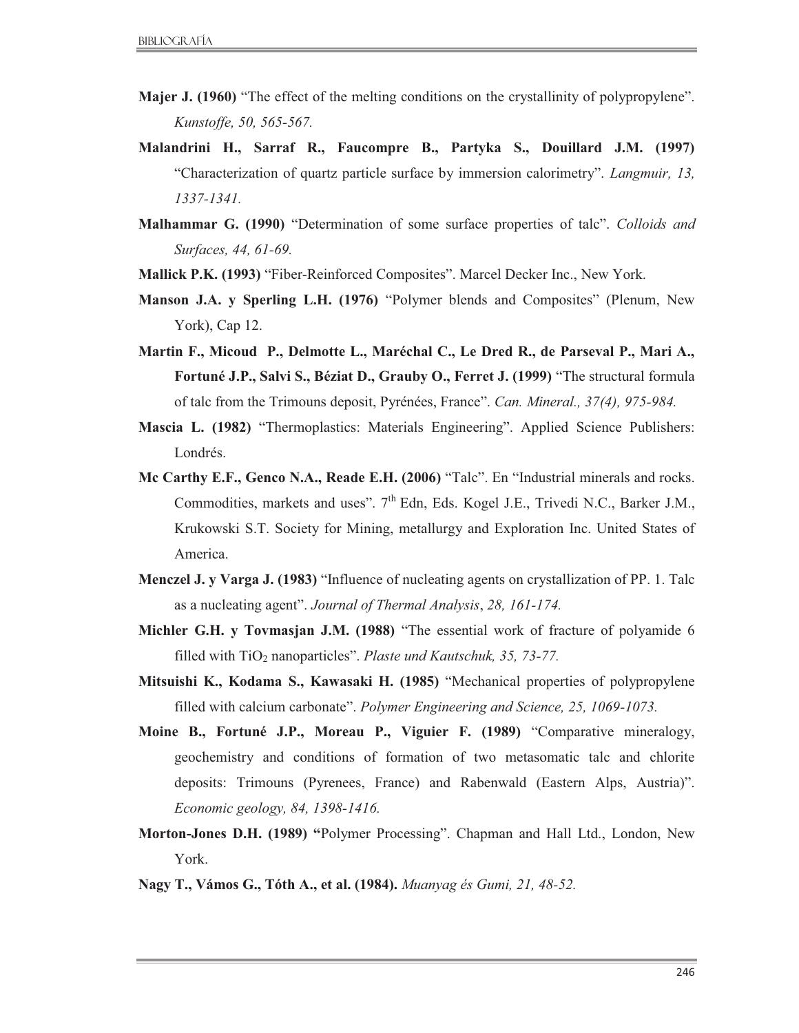**Majer J. (1960)** "The effect of the melting conditions on the crystallinity of polypropylene". *Kunstoffe, 50, 565-567.*

**Malandrini H., Sarraf R., Faucompre B., Partyka S., Douillard J.M. (1997)** "Characterization of quartz particle surface by immersion calorimetry". *Langmuir, 13, 1337-1341.*

**Malhammar G. (1990)** "Determination of some surface properties of talc". *Colloids and Surfaces, 44, 61-69.*

**Mallick P.K. (1993)** "Fiber-Reinforced Composites". Marcel Decker Inc., New York.

**Manson J.A. y Sperling L.H. (1976)** "Polymer blends and Composites" (Plenum, New York), Cap 12.

**Martin F., Micoud P., Delmotte L., Maréchal C., Le Dred R., de Parseval P., Mari A., Fortuné J.P., Salvi S., Béziat D., Grauby O., Ferret J. (1999)** "The structural formula of talc from the Trimouns deposit, Pyrénées, France". *Can. Mineral., 37(4), 975-984.*

**Mascia L. (1982)** "Thermoplastics: Materials Engineering". Applied Science Publishers: Londrés.

**Mc Carthy E.F., Genco N.A., Reade E.H. (2006)** "Talc". En "Industrial minerals and rocks. Commodities, markets and uses". 7th Edn, Eds. Kogel J.E., Trivedi N.C., Barker J.M., Krukowski S.T. Society for Mining, metallurgy and Exploration Inc. United States of America.

**Menczel J. y Varga J. (1983)** "Influence of nucleating agents on crystallization of PP. 1. Talc as a nucleating agent". *Journal of Thermal Analysis*, *28, 161-174.*

**Michler G.H. y Tovmasjan J.M. (1988)** "The essential work of fracture of polyamide 6 filled with $TiO_2$ nanoparticles". *Plaste und Kautschuk, 35, 73-77.*

**Mitsuishi K., Kodama S., Kawasaki H. (1985)** "Mechanical properties of polypropylene filled with calcium carbonate". *Polymer Engineering and Science, 25, 1069-1073.*

**Moine B., Fortuné J.P., Moreau P., Viguier F. (1989)** "Comparative mineralogy, geochemistry and conditions of formation of two metasomatic talc and chlorite deposits: Trimouns (Pyrenees, France) and Rabenwald (Eastern Alps, Austria)". *Economic geology, 84, 1398-1416.*

**Morton-Jones D.H. (1989) "**Polymer Processing". Chapman and Hall Ltd., London, New York.

**Nagy T., Vámos G., Tóth A., et al. (1984).** *Muanyag és Gumi, 21, 48-52.*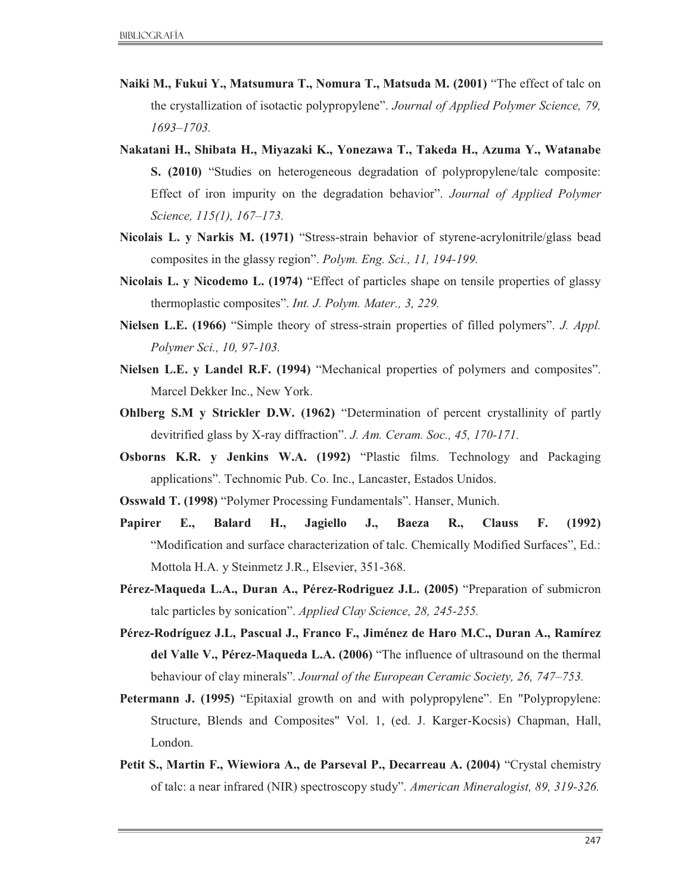**Naiki M., Fukui Y., Matsumura T., Nomura T., Matsuda M. (2001)** "The effect of talc on the crystallization of isotactic polypropylene". *Journal of Applied Polymer Science, 79, 1693–1703.*

**Nakatani H., Shibata H., Miyazaki K., Yonezawa T., Takeda H., Azuma Y., Watanabe S. (2010)** "Studies on heterogeneous degradation of polypropylene/talc composite: Effect of iron impurity on the degradation behavior". *Journal of Applied Polymer Science, 115(1), 167–173.*

**Nicolais L. y Narkis M. (1971)** "Stress-strain behavior of styrene-acrylonitrile/glass bead composites in the glassy region". *Polym. Eng. Sci., 11, 194-199.*

**Nicolais L. y Nicodemo L. (1974)** "Effect of particles shape on tensile properties of glassy thermoplastic composites". *Int. J. Polym. Mater., 3, 229.*

**Nielsen L.E. (1966)** "Simple theory of stress-strain properties of filled polymers". *J. Appl. Polymer Sci., 10, 97-103.*

**Nielsen L.E. y Landel R.F. (1994)** "Mechanical properties of polymers and composites". Marcel Dekker Inc., New York.

**Ohlberg S.M y Strickler D.W. (1962)** "Determination of percent crystallinity of partly devitrified glass by X-ray diffraction". *J. Am. Ceram. Soc., 45, 170-171.*

**Osborns K.R. y Jenkins W.A. (1992)** "Plastic films. Technology and Packaging applications". Technomic Pub. Co. Inc., Lancaster, Estados Unidos.

**Osswald T. (1998)** "Polymer Processing Fundamentals". Hanser, Munich.

**Papirer E., Balard H., Jagiello J., Baeza R., Clauss F. (1992)** "Modification and surface characterization of talc. Chemically Modified Surfaces", Ed.: Mottola H.A. y Steinmetz J.R., Elsevier, 351-368.

**Pérez-Maqueda L.A., Duran A., Pérez-Rodriguez J.L. (2005)** "Preparation of submicron talc particles by sonication". *Applied Clay Science, 28, 245-255.*

**Pérez-Rodríguez J.L, Pascual J., Franco F., Jiménez de Haro M.C., Duran A., Ramírez del Valle V., Pérez-Maqueda L.A. (2006)** "The influence of ultrasound on the thermal behaviour of clay minerals". *Journal of the European Ceramic Society, 26, 747–753.*

**Petermann J. (1995)** "Epitaxial growth on and with polypropylene". En "Polypropylene: Structure, Blends and Composites" Vol. 1, (ed. J. Karger-Kocsis) Chapman, Hall, London.

**Petit S., Martin F., Wiewiora A., de Parseval P., Decarreau A. (2004)** "Crystal chemistry of talc: a near infrared (NIR) spectroscopy study". *American Mineralogist, 89, 319-326.*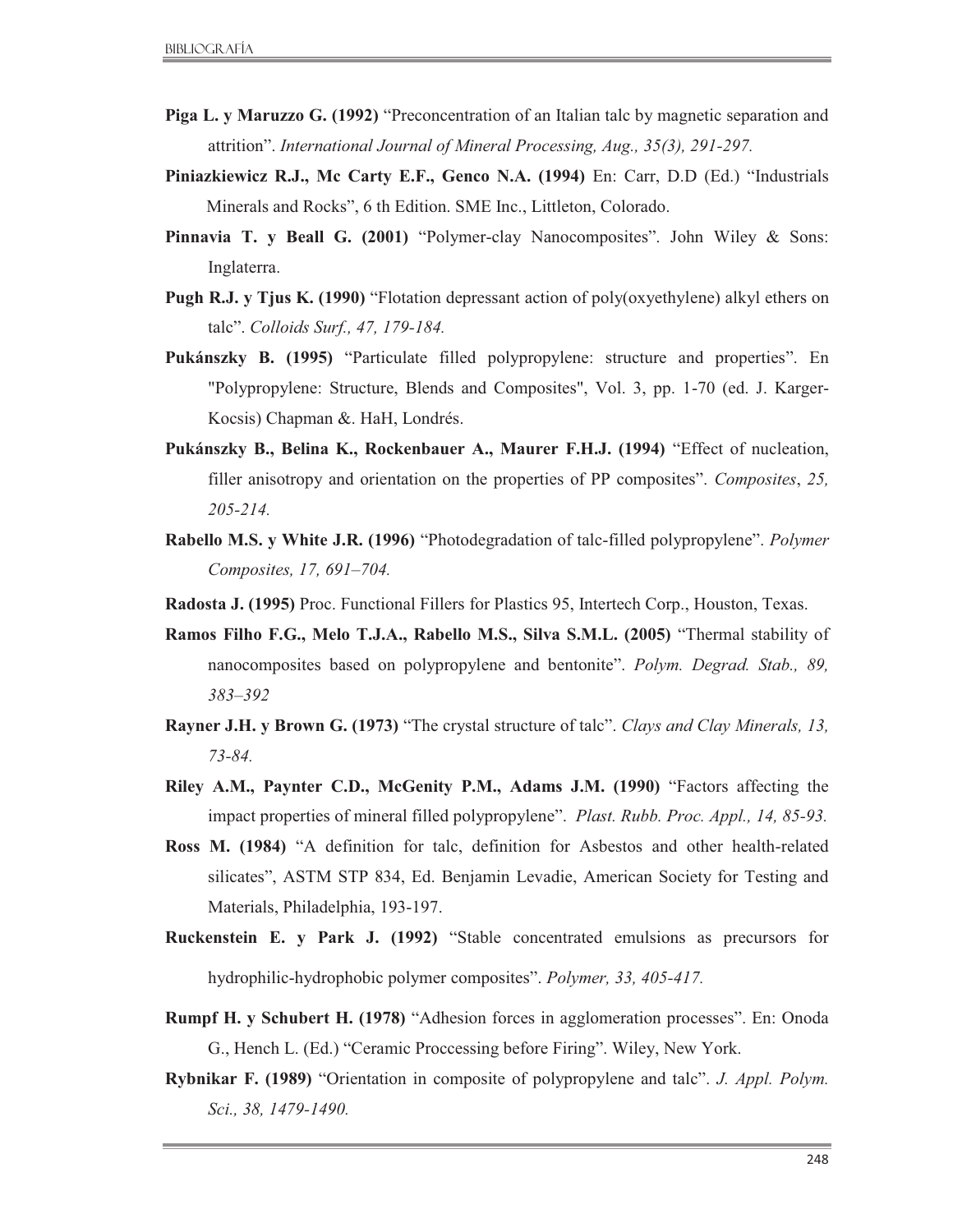**Piga L. y Maruzzo G. (1992)** "Preconcentration of an Italian talc by magnetic separation and attrition". *International Journal of Mineral Processing, Aug., 35(3), 291-297.*

**Piniazkiewicz R.J., Mc Carty E.F., Genco N.A. (1994)** En: Carr, D.D (Ed.) "Industrials Minerals and Rocks", 6 th Edition. SME Inc., Littleton, Colorado.

**Pinnavia T. y Beall G. (2001)** "Polymer-clay Nanocomposites". John Wiley & Sons: Inglaterra.

**Pugh R.J. y Tjus K. (1990)** "Flotation depressant action of poly(oxyethylene) alkyl ethers on talc". *Colloids Surf., 47, 179-184.*

**Pukánszky B. (1995)** "Particulate filled polypropylene: structure and properties". En "Polypropylene: Structure, Blends and Composites", Vol. 3, pp. 1-70 (ed. J. Karger-Kocsis) Chapman &. HaH, Londrés.

**Pukánszky B., Belina K., Rockenbauer A., Maurer F.H.J. (1994)** "Effect of nucleation, filler anisotropy and orientation on the properties of PP composites". *Composites*, *25, 205-214.*

**Rabello M.S. y White J.R. (1996)** "Photodegradation of talc-filled polypropylene". *Polymer Composites, 17, 691–704.*

**Radosta J. (1995)** Proc. Functional Fillers for Plastics 95, Intertech Corp., Houston, Texas.

**Ramos Filho F.G., Melo T.J.A., Rabello M.S., Silva S.M.L. (2005)** "Thermal stability of nanocomposites based on polypropylene and bentonite". *Polym. Degrad. Stab., 89, 383–392*

**Rayner J.H. y Brown G. (1973)** "The crystal structure of talc". *Clays and Clay Minerals, 13, 73-84.*

**Riley A.M., Paynter C.D., McGenity P.M., Adams J.M. (1990)** "Factors affecting the impact properties of mineral filled polypropylene". *Plast. Rubb. Proc. Appl., 14, 85-93.*

**Ross M. (1984)** "A definition for talc, definition for Asbestos and other health-related silicates", ASTM STP 834, Ed. Benjamin Levadie, American Society for Testing and Materials, Philadelphia, 193-197.

**Ruckenstein E. y Park J. (1992)** "Stable concentrated emulsions as precursors for hydrophilic-hydrophobic polymer composites". *Polymer, 33, 405-417.*

**Rumpf H. y Schubert H. (1978)** "Adhesion forces in agglomeration processes". En: Onoda G., Hench L. (Ed.) "Ceramic Proccessing before Firing". Wiley, New York.

**Rybnikar F. (1989)** "Orientation in composite of polypropylene and talc". *J. Appl. Polym. Sci., 38, 1479-1490.*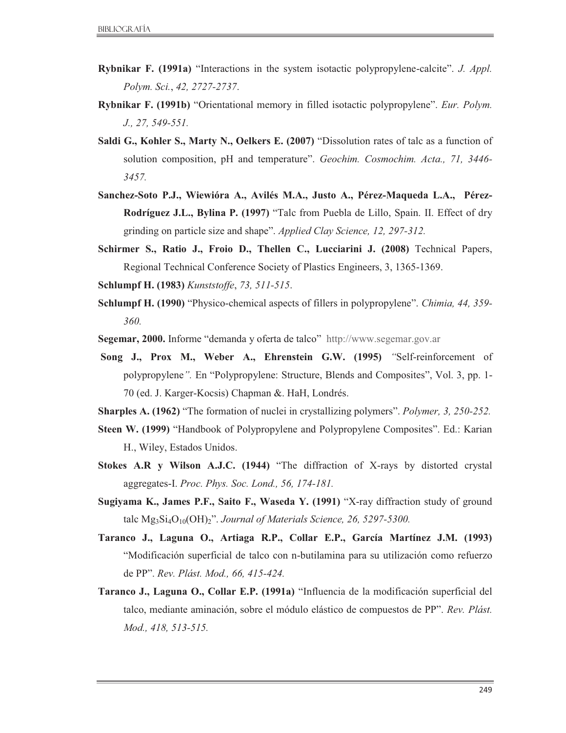**Rybnikar F. (1991a)** "Interactions in the system isotactic polypropylene-calcite". *J. Appl. Polym. Sci.*, *42, 2727-2737*.

**Rybnikar F. (1991b)** "Orientational memory in filled isotactic polypropylene". *Eur. Polym. J., 27, 549-551.*

**Saldi G., Kohler S., Marty N., Oelkers E. (2007)** "Dissolution rates of talc as a function of solution composition, pH and temperature". *Geochim. Cosmochim. Acta., 71, 3446-3457.*

**Sanchez-Soto P.J., Wiewióra A., Avilés M.A., Justo A., Pérez-Maqueda L.A., Pérez-Rodríguez J.L., Bylina P. (1997)** "Talc from Puebla de Lillo, Spain. II. Effect of dry grinding on particle size and shape". *Applied Clay Science, 12, 297-312.*

**Schirmer S., Ratio J., Froio D., Thellen C., Lucciarini J. (2008)** Technical Papers, Regional Technical Conference Society of Plastics Engineers, 3, 1365-1369.

**Schlumpf H. (1983)** *Kunststoffe*, *73, 511-515*.

**Schlumpf H. (1990)** "Physico-chemical aspects of fillers in polypropylene". *Chimia, 44, 359-360.*

**Segemar, 2000.** Informe "demanda y oferta de talco" http://www.segemar.gov.ar

**Song J., Prox M., Weber A., Ehrenstein G.W. (1995)** *"*Self-reinforcement of polypropylene*".* En "Polypropylene: Structure, Blends and Composites", Vol. 3, pp. 1-70 (ed. J. Karger-Kocsis) Chapman &. HaH, Londrés.

**Sharples A. (1962)** "The formation of nuclei in crystallizing polymers". *Polymer, 3, 250-252.*

**Steen W. (1999)** "Handbook of Polypropylene and Polypropylene Composites". Ed.: Karian H., Wiley, Estados Unidos.

**Stokes A.R y Wilson A.J.C. (1944)** "The diffraction of X-rays by distorted crystal aggregates-I. *Proc. Phys. Soc. Lond., 56, 174-181.*

**Sugiyama K., James P.F., Saito F., Waseda Y. (1991)** "X-ray diffraction study of ground talc $Mg_3Si_4O_{10}(OH)_2$". *Journal of Materials Science, 26, 5297-5300.*

**Taranco J., Laguna O., Artiaga R.P., Collar E.P., García Martínez J.M. (1993)** "Modificación superficial de talco con n-butilamina para su utilización como refuerzo de PP". *Rev. Plást. Mod., 66, 415-424.*

**Taranco J., Laguna O., Collar E.P. (1991a)** "Influencia de la modificación superficial del talco, mediante aminación, sobre el módulo elástico de compuestos de PP". *Rev. Plást. Mod., 418, 513-515.*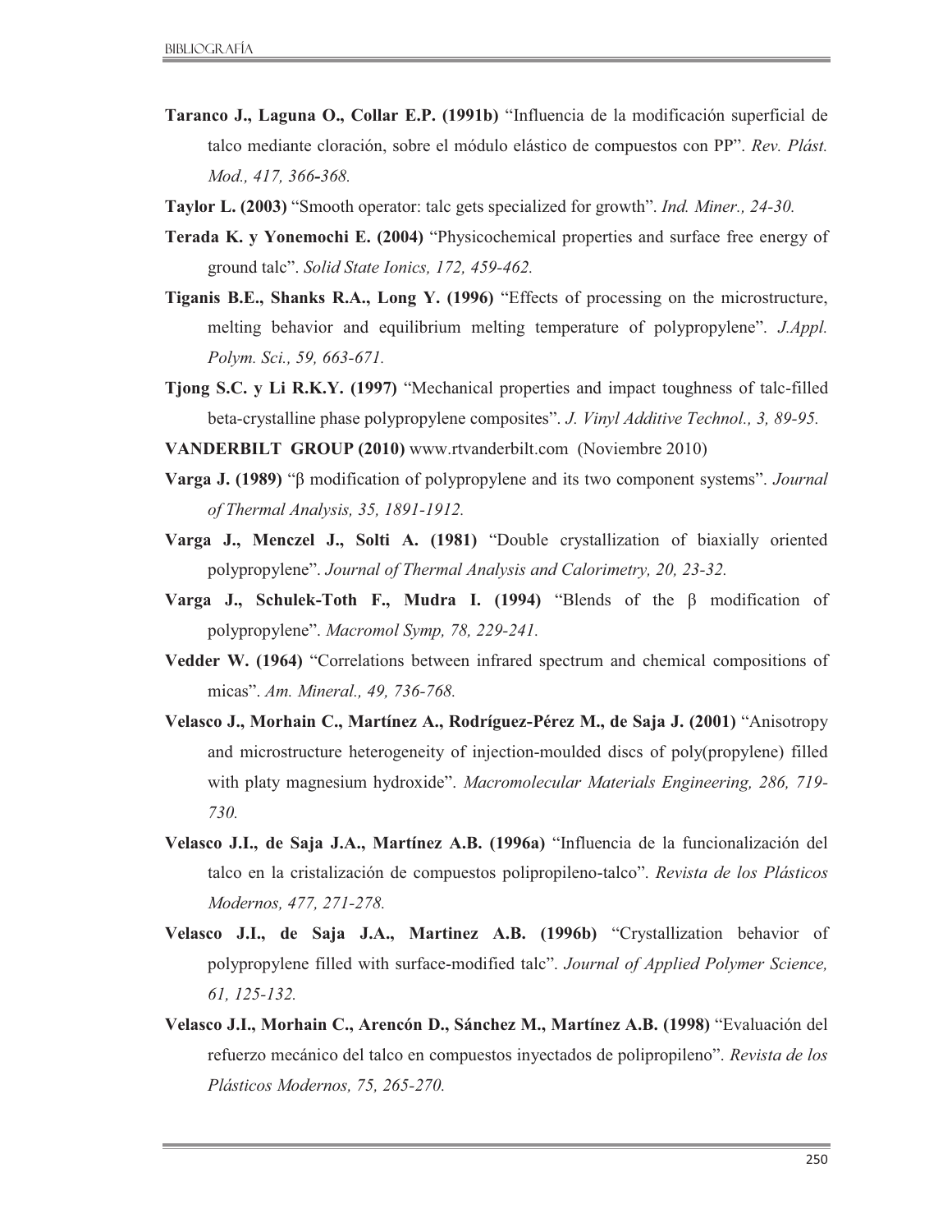**Taranco J., Laguna O., Collar E.P. (1991b)** “Influencia de la modificación superficial de talco mediante cloración, sobre el módulo elástico de compuestos con PP”. *Rev. Plást. Mod., 417, 366-368.*

**Taylor L. (2003)** “Smooth operator: talc gets specialized for growth”. *Ind. Miner., 24-30.*

**Terada K. y Yonemochi E. (2004)** “Physicochemical properties and surface free energy of ground talc”. *Solid State Ionics, 172, 459-462.*

**Tiganis B.E., Shanks R.A., Long Y. (1996)** “Effects of processing on the microstructure, melting behavior and equilibrium melting temperature of polypropylene”. *J.Appl. Polym. Sci., 59, 663-671.*

**Tjong S.C. y Li R.K.Y. (1997)** “Mechanical properties and impact toughness of talc-filled beta-crystalline phase polypropylene composites”. *J. Vinyl Additive Technol., 3, 89-95.*

**VANDERBILT GROUP (2010)** www.rtvanderbilt.com (Noviembre 2010)

**Varga J. (1989)** “β modification of polypropylene and its two component systems”. *Journal of Thermal Analysis, 35, 1891-1912.*

**Varga J., Menczel J., Solti A. (1981)** “Double crystallization of biaxially oriented polypropylene”. *Journal of Thermal Analysis and Calorimetry, 20, 23-32.*

**Varga J., Schulek-Toth F., Mudra I. (1994)** “Blends of the β modification of polypropylene”. *Macromol Symp, 78, 229-241.*

**Vedder W. (1964)** “Correlations between infrared spectrum and chemical compositions of micas”. *Am. Mineral., 49, 736-768.*

**Velasco J., Morhain C., Martínez A., Rodríguez-Pérez M., de Saja J. (2001)** “Anisotropy and microstructure heterogeneity of injection-moulded discs of poly(propylene) filled with platy magnesium hydroxide”. *Macromolecular Materials Engineering, 286, 719-730.*

**Velasco J.I., de Saja J.A., Martínez A.B. (1996a)** “Influencia de la funcionalización del talco en la cristalización de compuestos polipropileno-talco”. *Revista de los Plásticos Modernos, 477, 271-278.*

**Velasco J.I., de Saja J.A., Martinez A.B. (1996b)** “Crystallization behavior of polypropylene filled with surface-modified talc”. *Journal of Applied Polymer Science, 61, 125-132.*

**Velasco J.I., Morhain C., Arencón D., Sánchez M., Martínez A.B. (1998)** “Evaluación del refuerzo mecánico del talco en compuestos inyectados de polipropileno”. *Revista de los Plásticos Modernos, 75, 265-270.*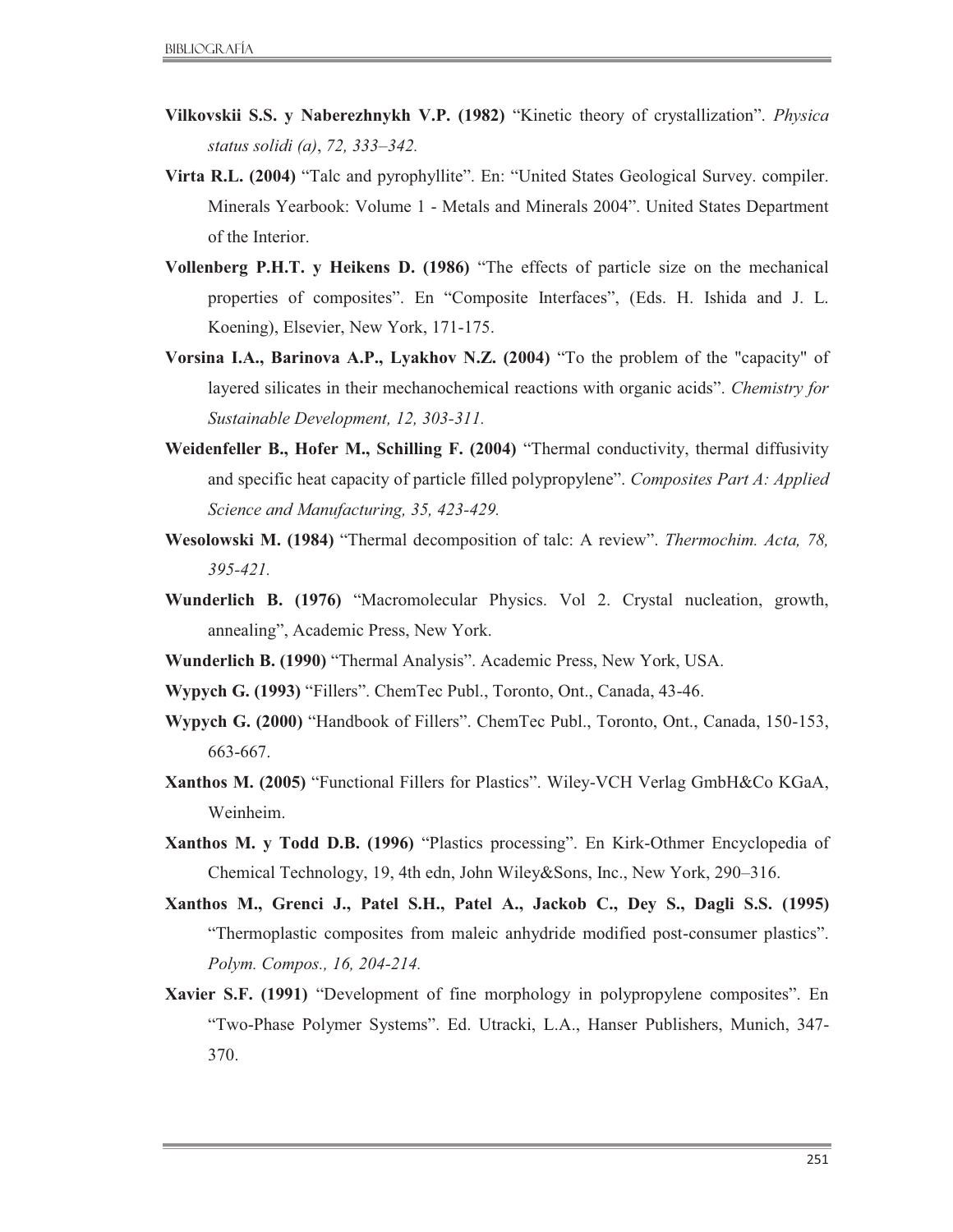**Vilkovskii S.S. y Naberezhnykh V.P. (1982)** "Kinetic theory of crystallization". *Physica status solidi (a)*, *72, 333–342.*

**Virta R.L. (2004)** "Talc and pyrophyllite". En: "United States Geological Survey. compiler. Minerals Yearbook: Volume 1 - Metals and Minerals 2004". United States Department of the Interior.

**Vollenberg P.H.T. y Heikens D. (1986)** "The effects of particle size on the mechanical properties of composites". En "Composite Interfaces", (Eds. H. Ishida and J. L. Koening), Elsevier, New York, 171-175.

**Vorsina I.A., Barinova A.P., Lyakhov N.Z. (2004)** "To the problem of the "capacity" of layered silicates in their mechanochemical reactions with organic acids". *Chemistry for Sustainable Development, 12, 303-311.*

**Weidenfeller B., Hofer M., Schilling F. (2004)** "Thermal conductivity, thermal diffusivity and specific heat capacity of particle filled polypropylene". *Composites Part A: Applied Science and Manufacturing, 35, 423-429.*

**Wesolowski M. (1984)** "Thermal decomposition of talc: A review". *Thermochim. Acta, 78, 395-421.*

**Wunderlich B. (1976)** "Macromolecular Physics. Vol 2. Crystal nucleation, growth, annealing", Academic Press, New York.

**Wunderlich B. (1990)** "Thermal Analysis". Academic Press, New York, USA.

**Wypych G. (1993)** "Fillers". ChemTec Publ., Toronto, Ont., Canada, 43-46.

**Wypych G. (2000)** "Handbook of Fillers". ChemTec Publ., Toronto, Ont., Canada, 150-153, 663-667.

**Xanthos M. (2005)** "Functional Fillers for Plastics". Wiley-VCH Verlag GmbH&Co KGaA, Weinheim.

**Xanthos M. y Todd D.B. (1996)** "Plastics processing". En Kirk-Othmer Encyclopedia of Chemical Technology, 19, 4th edn, John Wiley&Sons, Inc., New York, 290–316.

**Xanthos M., Grenci J., Patel S.H., Patel A., Jackob C., Dey S., Dagli S.S. (1995)** "Thermoplastic composites from maleic anhydride modified post-consumer plastics". *Polym. Compos., 16, 204-214.*

**Xavier S.F. (1991)** "Development of fine morphology in polypropylene composites". En "Two-Phase Polymer Systems". Ed. Utracki, L.A., Hanser Publishers, Munich, 347-370.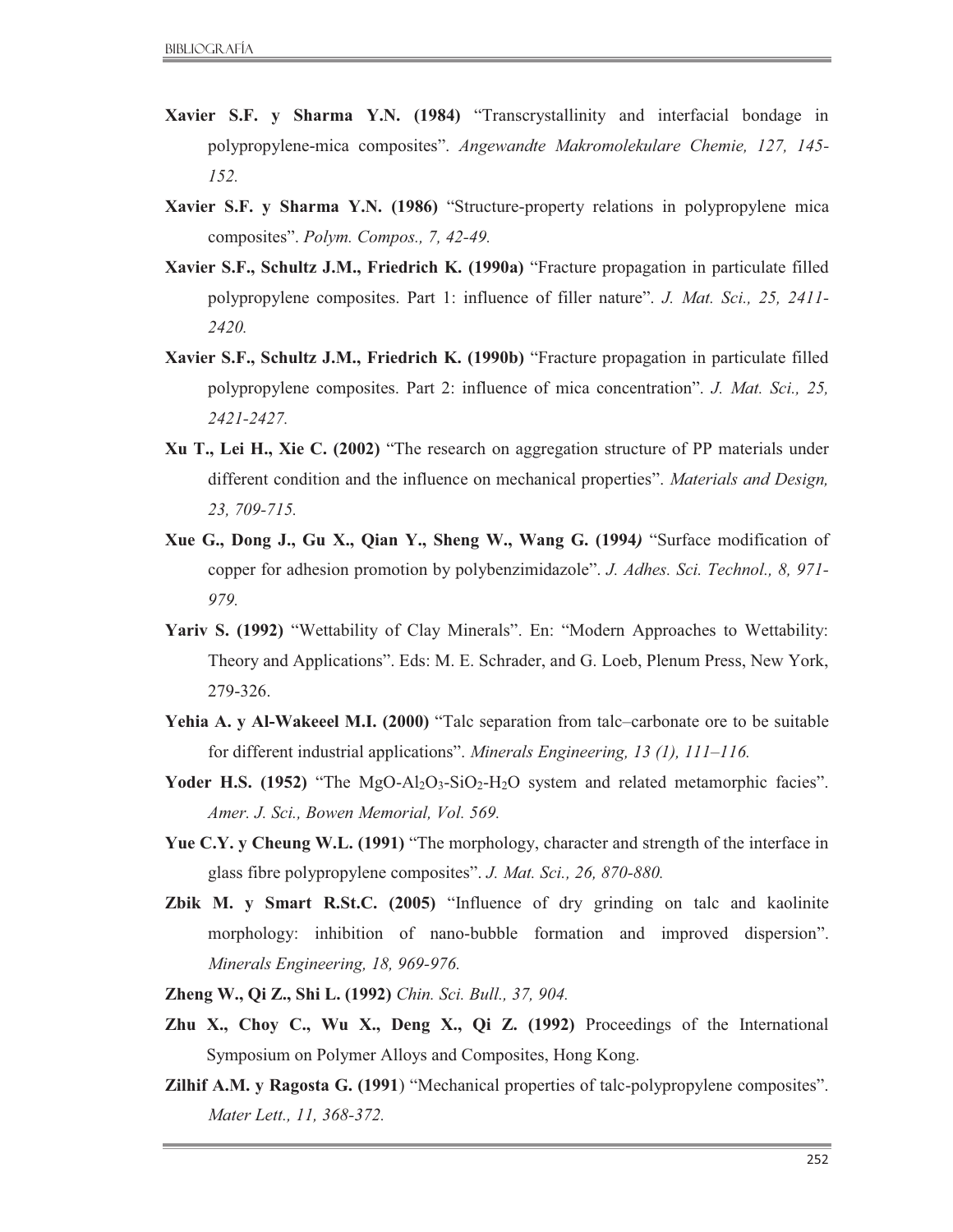**Xavier S.F. y Sharma Y.N. (1984)** "Transcrystallinity and interfacial bondage in polypropylene-mica composites". *Angewandte Makromolekulare Chemie, 127, 145-152.*

**Xavier S.F. y Sharma Y.N. (1986)** "Structure-property relations in polypropylene mica composites". *Polym. Compos., 7, 42-49.*

**Xavier S.F., Schultz J.M., Friedrich K. (1990a)** "Fracture propagation in particulate filled polypropylene composites. Part 1: influence of filler nature". *J. Mat. Sci., 25, 2411-2420.*

**Xavier S.F., Schultz J.M., Friedrich K. (1990b)** "Fracture propagation in particulate filled polypropylene composites. Part 2: influence of mica concentration". *J. Mat. Sci., 25, 2421-2427.*

**Xu T., Lei H., Xie C. (2002)** "The research on aggregation structure of PP materials under different condition and the influence on mechanical properties". *Materials and Design, 23, 709-715.*

**Xue G., Dong J., Gu X., Qian Y., Sheng W., Wang G. (1994)** "Surface modification of copper for adhesion promotion by polybenzimidazole". *J. Adhes. Sci. Technol., 8, 971-979.*

**Yariv S. (1992)** "Wettability of Clay Minerals". En: "Modern Approaches to Wettability: Theory and Applications". Eds: M. E. Schrader, and G. Loeb, Plenum Press, New York, 279-326.

**Yehia A. y Al-Wakeeel M.I. (2000)** "Talc separation from talc–carbonate ore to be suitable for different industrial applications". *Minerals Engineering, 13 (1), 111–116.*

**Yoder H.S. (1952)** "The $MgO$-$Al_2O_3$-$SiO_2$-$H_2O$ system and related metamorphic facies". *Amer. J. Sci., Bowen Memorial, Vol. 569.*

**Yue C.Y. y Cheung W.L. (1991)** "The morphology, character and strength of the interface in glass fibre polypropylene composites". *J. Mat. Sci., 26, 870-880.*

**Zbik M. y Smart R.St.C. (2005)** "Influence of dry grinding on talc and kaolinite morphology: inhibition of nano-bubble formation and improved dispersion". *Minerals Engineering, 18, 969-976.*

**Zheng W., Qi Z., Shi L. (1992)** *Chin. Sci. Bull., 37, 904.*

**Zhu X., Choy C., Wu X., Deng X., Qi Z. (1992)** Proceedings of the International Symposium on Polymer Alloys and Composites, Hong Kong.

**Zilhif A.M. y Ragosta G. (1991)** "Mechanical properties of talc-polypropylene composites". *Mater Lett., 11, 368-372.*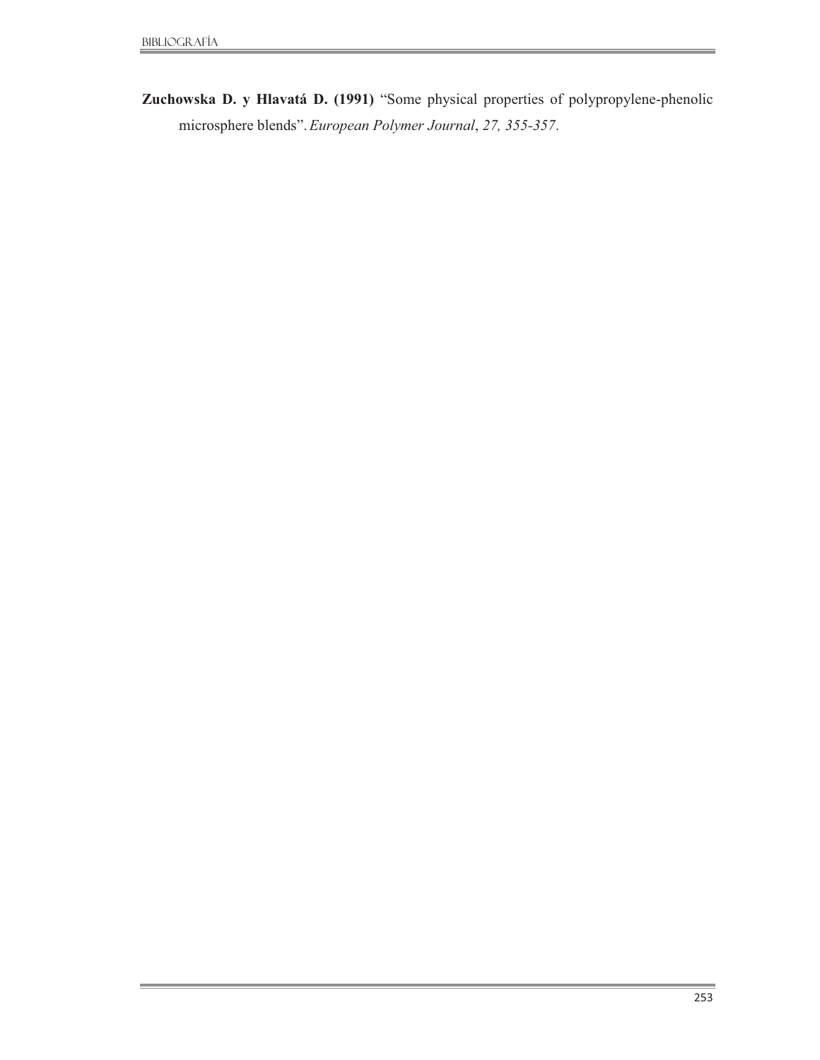**Zuchowska D. y Hlavatá D. (1991)** "Some physical properties of polypropylene-phenolic microsphere blends". *European Polymer Journal*, *27, 355-357*.